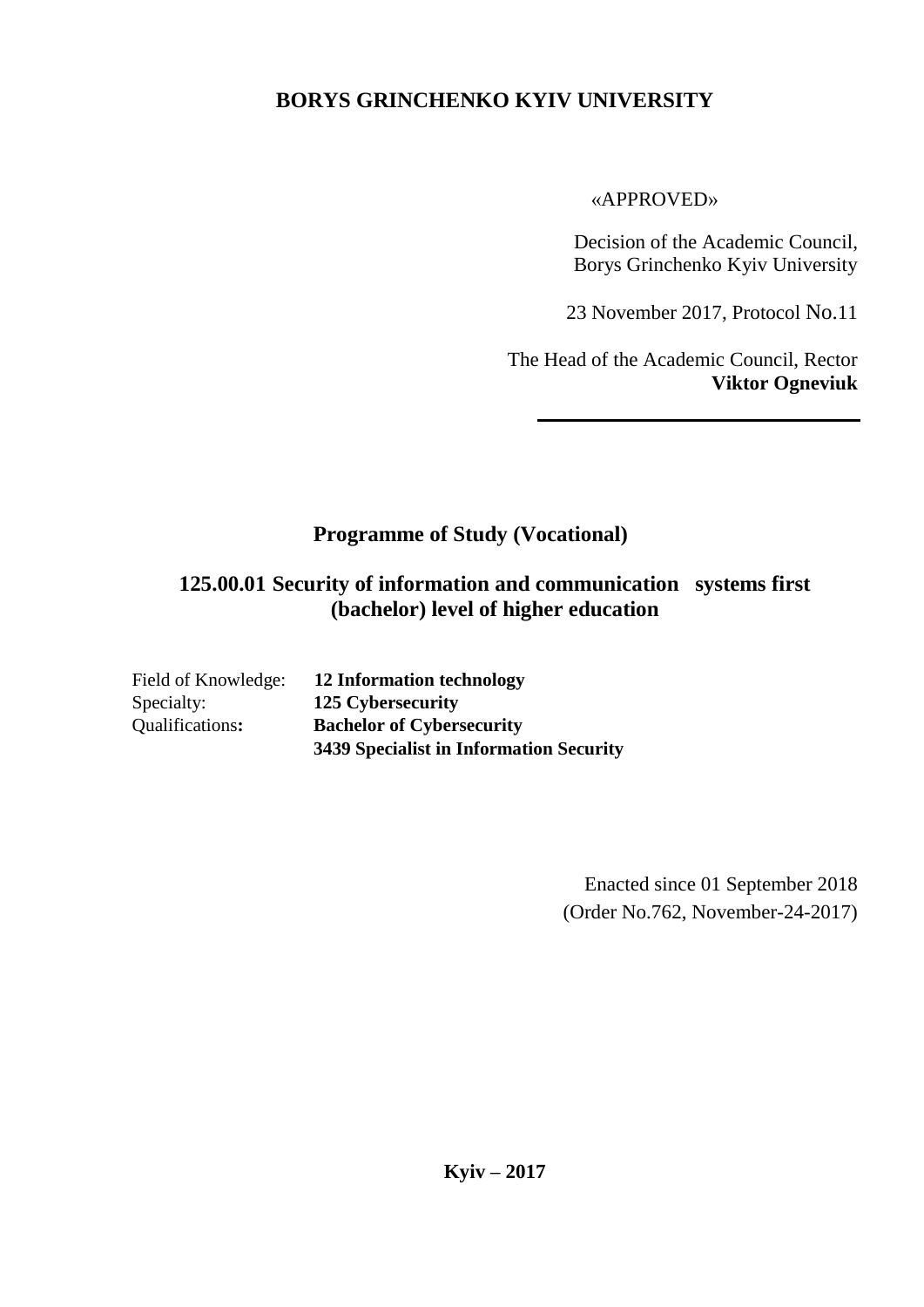**BORYS GRINCHENKO KYIV UNIVERSITY**

«APPROVED»

Decision of the Academic Council,
Borys Grinchenko Kyiv University

23 November 2017, Protocol No.11

The Head of the Academic Council, Rector
**Viktor Ogneviuk**

## Programme of Study (Vocational)

## 125.00.01 Security of information and communication systems first (bachelor) level of higher education

| | |
|---|---|
| Field of Knowledge: | **12 Information technology** |
| Specialty: | **125 Cybersecurity** |
| Qualifications**:** | **Bachelor of Cybersecurity** |
| | **3439 Specialist in Information Security** |

Enacted since 01 September 2018
(Order No.762, November-24-2017)

**Kyiv – 2017**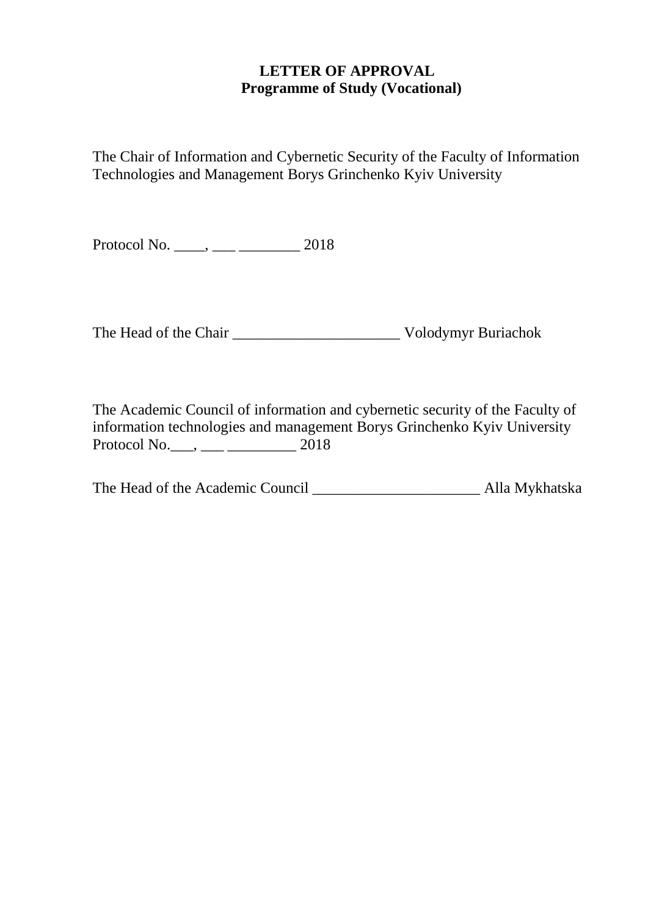**LETTER OF APPROVAL**
**Programme of Study (Vocational)**

The Chair of Information and Cybernetic Security of the Faculty of Information Technologies and Management Borys Grinchenko Kyiv University

Protocol No. ____, ___ ________ 2018

The Head of the Chair ______________________ Volodymyr Buriachok

The Academic Council of information and cybernetic security of the Faculty of information technologies and management Borys Grinchenko Kyiv University
Protocol No.___, ___ _________ 2018

The Head of the Academic Council ______________________ Alla Mykhatska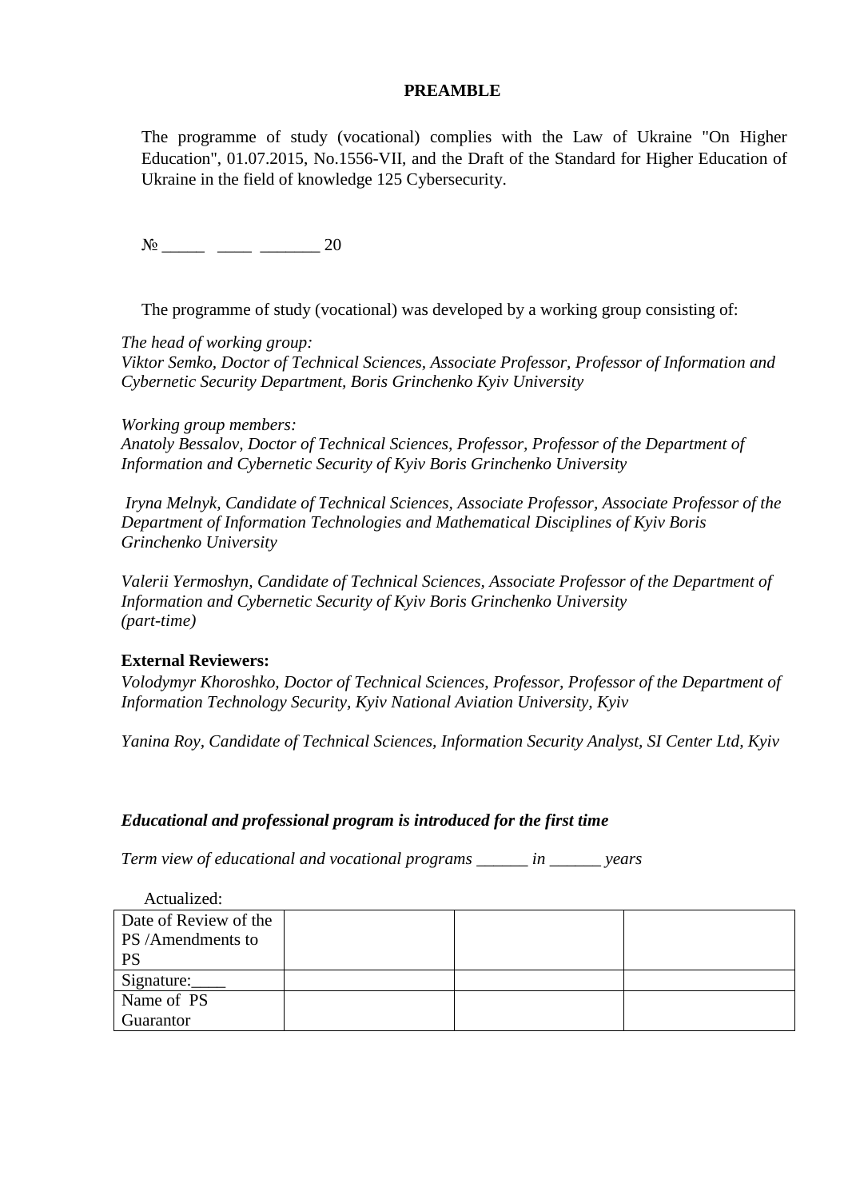**PREAMBLE**

The programme of study (vocational) complies with the Law of Ukraine "On Higher Education", 01.07.2015, No.1556-VII, and the Draft of the Standard for Higher Education of Ukraine in the field of knowledge 125 Cybersecurity.

№ _____ ____ _______ 20

The programme of study (vocational) was developed by a working group consisting of:

*The head of working group:*
*Viktor Semko, Doctor of Technical Sciences, Associate Professor, Professor of Information and Cybernetic Security Department, Boris Grinchenko Kyiv University*

*Working group members:*
*Anatoly Bessalov, Doctor of Technical Sciences, Professor, Professor of the Department of Information and Cybernetic Security of Kyiv Boris Grinchenko University*

*Iryna Melnyk, Candidate of Technical Sciences, Associate Professor, Associate Professor of the Department of Information Technologies and Mathematical Disciplines of Kyiv Boris Grinchenko University*

*Valerii Yermoshyn, Candidate of Technical Sciences, Associate Professor of the Department of Information and Cybernetic Security of Kyiv Boris Grinchenko University (part-time)*

**External Reviewers:**
*Volodymyr Khoroshko, Doctor of Technical Sciences, Professor, Professor of the Department of Information Technology Security, Kyiv National Aviation University, Kyiv*

*Yanina Roy, Candidate of Technical Sciences, Information Security Analyst, SI Center Ltd, Kyiv*

***Educational and professional program is introduced for the first time***

*Term view of educational and vocational programs ______ in ______ years*

Actualized:

| Date of Review of the PS /Amendments to PS | | | |
|---|---|---|---|
| Signature:____ | | | |
| Name of PS Guarantor | | | |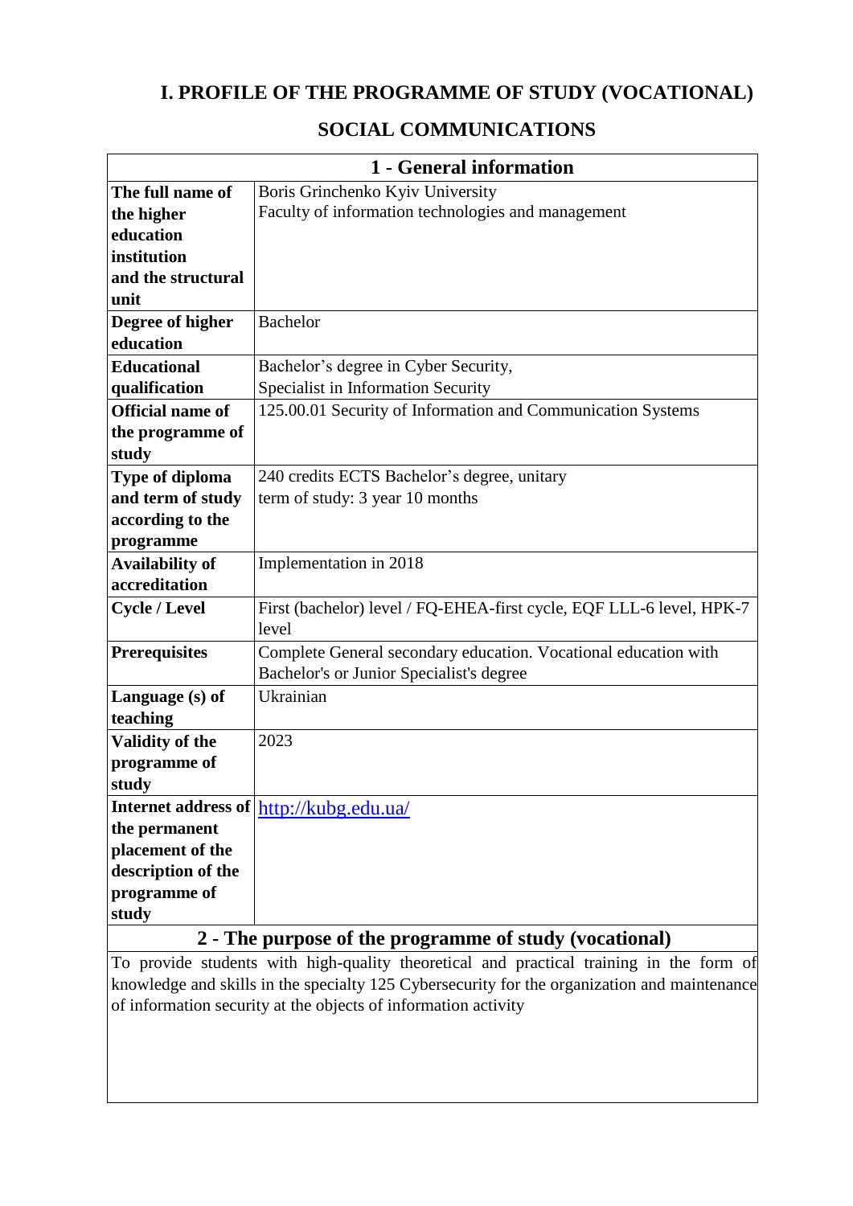# I. PROFILE OF THE PROGRAMME OF STUDY (VOCATIONAL)

## SOCIAL COMMUNICATIONS

| 1 - General information | |
|---|---|
| **The full name of the higher education institution and the structural unit** | Boris Grinchenko Kyiv University<br>Faculty of information technologies and management |
| **Degree of higher education** | Bachelor |
| **Educational qualification** | Bachelor’s degree in Cyber Security,<br>Specialist in Information Security |
| **Official name of the programme of study** | 125.00.01 Security of Information and Communication Systems |
| **Type of diploma and term of study according to the programme** | 240 credits ECTS Bachelor’s degree, unitary<br>term of study: 3 year 10 months |
| **Availability of accreditation** | Implementation in 2018 |
| **Cycle / Level** | First (bachelor) level / FQ-EHEA-first cycle, EQF LLL-6 level, НРК-7 level |
| **Prerequisites** | Complete General secondary education. Vocational education with Bachelor's or Junior Specialist's degree |
| **Language (s) of teaching** | Ukrainian |
| **Validity of the programme of study** | 2023 |
| **Internet address of the permanent placement of the description of the programme of study** | http://kubg.edu.ua/ |

| 2 - The purpose of the programme of study (vocational) |
|---|
| To provide students with high-quality theoretical and practical training in the form of knowledge and skills in the specialty 125 Cybersecurity for the organization and maintenance of information security at the objects of information activity |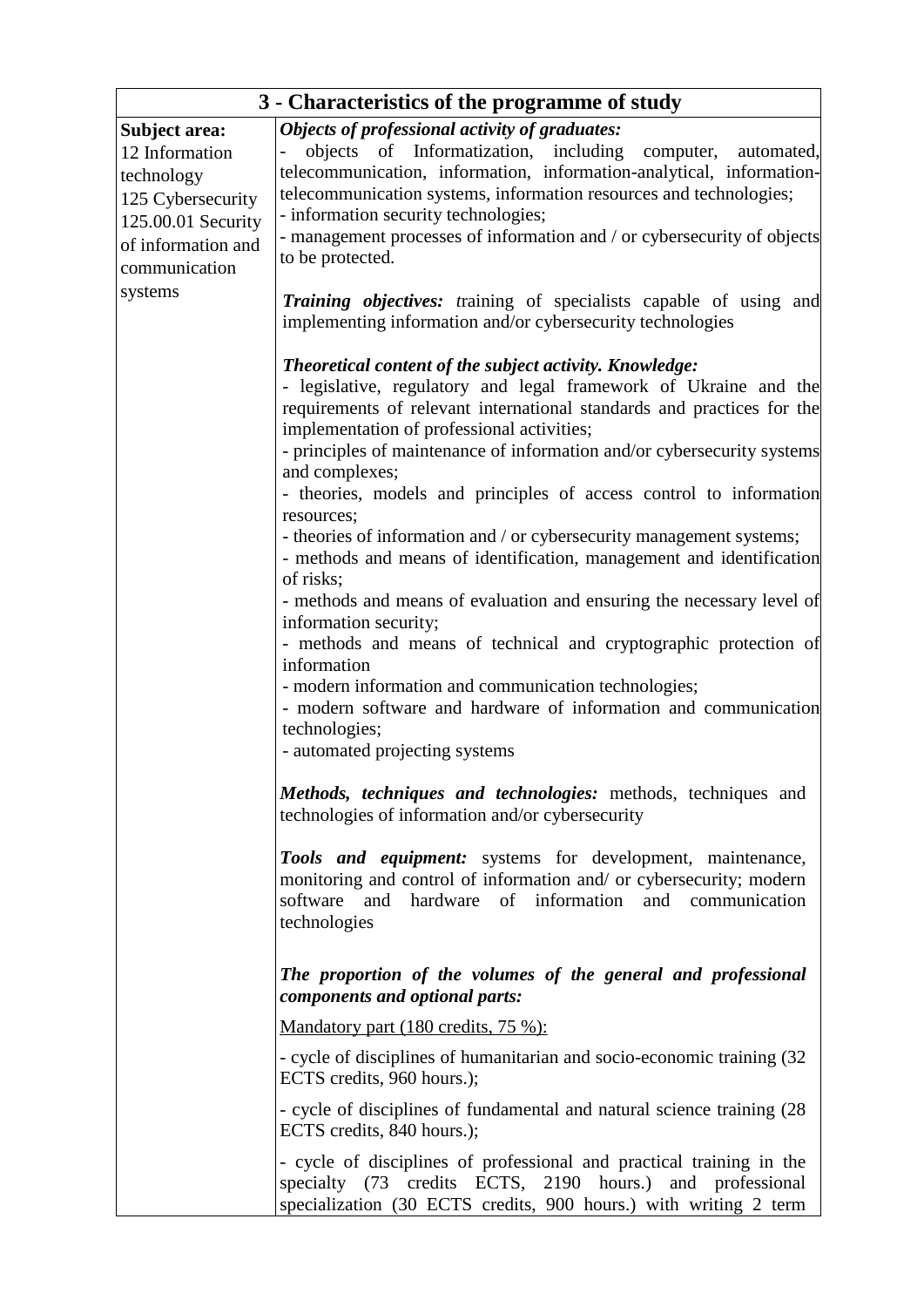| 3 - Characteristics of the programme of study | |
|---|---|
| **Subject area:**<br>12 Information technology<br>125 Cybersecurity<br>125.00.01 Security of information and communication systems | ***Objects of professional activity of graduates:***<br>- objects of Informatization, including computer, automated, telecommunication, information, information-analytical, information-telecommunication systems, information resources and technologies;<br>- information security technologies;<br>- management processes of information and / or cybersecurity of objects to be protected.<br><br>***Training objectives:*** *t*raining of specialists capable of using and implementing information and/or cybersecurity technologies<br><br>***Theoretical content of the subject activity. Knowledge:***<br>- legislative, regulatory and legal framework of Ukraine and the requirements of relevant international standards and practices for the implementation of professional activities;<br>- principles of maintenance of information and/or cybersecurity systems and complexes;<br>- theories, models and principles of access control to information resources;<br>- theories of information and / or cybersecurity management systems;<br>- methods and means of identification, management and identification of risks;<br>- methods and means of evaluation and ensuring the necessary level of information security;<br>- methods and means of technical and cryptographic protection of information<br>- modern information and communication technologies;<br>- modern software and hardware of information and communication technologies;<br>- automated projecting systems<br><br>***Methods, techniques and technologies:*** methods, techniques and technologies of information and/or cybersecurity<br><br>***Tools and equipment:*** systems for development, maintenance, monitoring and control of information and/ or cybersecurity; modern software and hardware of information and communication technologies<br><br>***The proportion of the volumes of the general and professional components and optional parts:***<br>Mandatory part (180 credits, 75 %):<br>- cycle of disciplines of humanitarian and socio-economic training (32 ECTS credits, 960 hours.);<br>- cycle of disciplines of fundamental and natural science training (28 ECTS credits, 840 hours.);<br>- cycle of disciplines of professional and practical training in the specialty (73 credits ECTS, 2190 hours.) and professional specialization (30 ECTS credits, 900 hours.) with writing 2 term |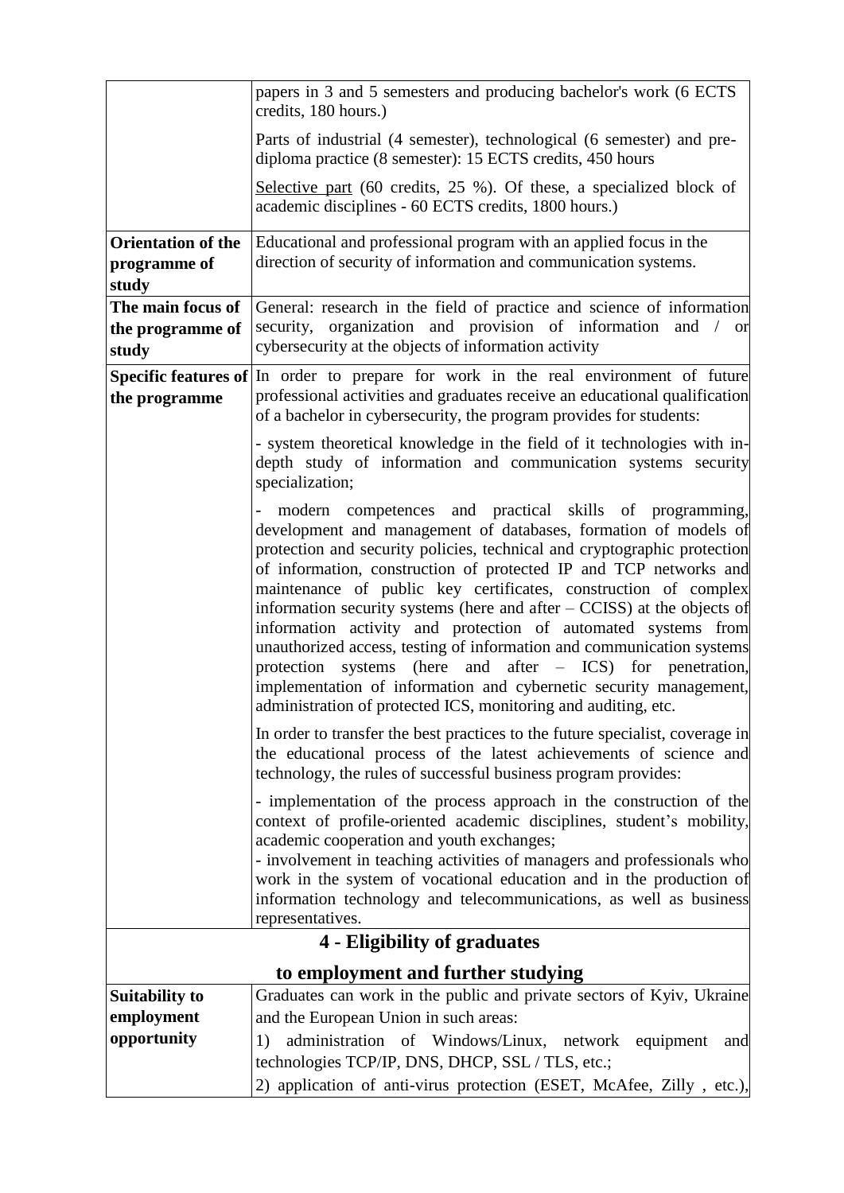| | |
|---|---|
| | papers in 3 and 5 semesters and producing bachelor's work (6 ECTS credits, 180 hours.)<br><br>Parts of industrial (4 semester), technological (6 semester) and pre-diploma practice (8 semester): 15 ECTS credits, 450 hours<br><br><u>Selective part</u> (60 credits, 25 %). Of these, a specialized block of academic disciplines - 60 ECTS credits, 1800 hours.) |
| **Orientation of the programme of study** | Educational and professional program with an applied focus in the direction of security of information and communication systems. |
| **The main focus of the programme of study** | General: research in the field of practice and science of information security, organization and provision of information and / or cybersecurity at the objects of information activity |
| **Specific features of the programme** | In order to prepare for work in the real environment of future professional activities and graduates receive an educational qualification of a bachelor in cybersecurity, the program provides for students:<br><br>- system theoretical knowledge in the field of it technologies with in-depth study of information and communication systems security specialization;<br><br>- modern competences and practical skills of programming, development and management of databases, formation of models of protection and security policies, technical and cryptographic protection of information, construction of protected IP and TCP networks and maintenance of public key certificates, construction of complex information security systems (here and after – CCISS) at the objects of information activity and protection of automated systems from unauthorized access, testing of information and communication systems protection systems (here and after – ICS) for penetration, implementation of information and cybernetic security management, administration of protected ICS, monitoring and auditing, etc.<br><br>In order to transfer the best practices to the future specialist, coverage in the educational process of the latest achievements of science and technology, the rules of successful business program provides:<br><br>- implementation of the process approach in the construction of the context of profile-oriented academic disciplines, student's mobility, academic cooperation and youth exchanges;<br>- involvement in teaching activities of managers and professionals who work in the system of vocational education and in the production of information technology and telecommunications, as well as business representatives. |
| **4 - Eligibility of graduates to employment and further studying** | |
| **Suitability to employment opportunity** | Graduates can work in the public and private sectors of Kyiv, Ukraine and the European Union in such areas:<br><br>1) administration of Windows/Linux, network equipment and technologies TCP/IP, DNS, DHCP, SSL / TLS, etc.;<br><br>2) application of anti-virus protection (ESET, McAfee, Zilly , etc.), |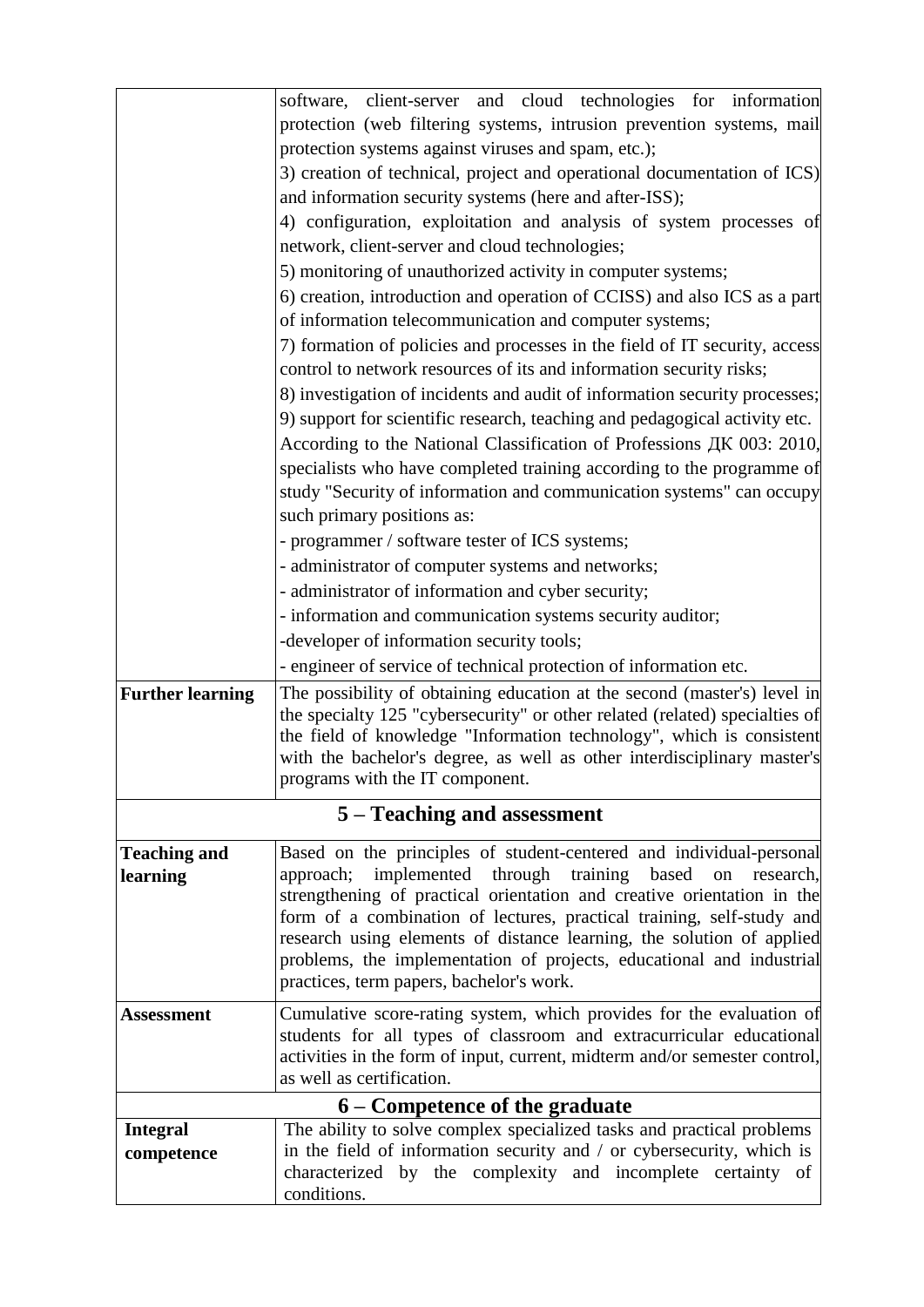| | |
|---|---|
| | software, client-server and cloud technologies for information protection (web filtering systems, intrusion prevention systems, mail protection systems against viruses and spam, etc.);<br>3) creation of technical, project and operational documentation of ICS) and information security systems (here and after-ISS);<br>4) configuration, exploitation and analysis of system processes of network, client-server and cloud technologies;<br>5) monitoring of unauthorized activity in computer systems;<br>6) creation, introduction and operation of CCISS) and also ICS as a part of information telecommunication and computer systems;<br>7) formation of policies and processes in the field of IT security, access control to network resources of its and information security risks;<br>8) investigation of incidents and audit of information security processes;<br>9) support for scientific research, teaching and pedagogical activity etc.<br>According to the National Classification of Professions ДК 003: 2010, specialists who have completed training according to the programme of study "Security of information and communication systems" can occupy such primary positions as:<br>- programmer / software tester of ICS systems;<br>- administrator of computer systems and networks;<br>- administrator of information and cyber security;<br>- information and communication systems security auditor;<br>-developer of information security tools;<br>- engineer of service of technical protection of information etc. |
| **Further learning** | The possibility of obtaining education at the second (master's) level in the specialty 125 "cybersecurity" or other related (related) specialties of the field of knowledge "Information technology", which is consistent with the bachelor's degree, as well as other interdisciplinary master's programs with the IT component. |
| **5 – Teaching and assessment** | |
| **Teaching and learning** | Based on the principles of student-centered and individual-personal approach; implemented through training based on research, strengthening of practical orientation and creative orientation in the form of a combination of lectures, practical training, self-study and research using elements of distance learning, the solution of applied problems, the implementation of projects, educational and industrial practices, term papers, bachelor's work. |
| **Assessment** | Cumulative score-rating system, which provides for the evaluation of students for all types of classroom and extracurricular educational activities in the form of input, current, midterm and/or semester control, as well as certification. |
| **6 – Competence of the graduate** | |
| **Integral competence** | The ability to solve complex specialized tasks and practical problems in the field of information security and / or cybersecurity, which is characterized by the complexity and incomplete certainty of conditions. |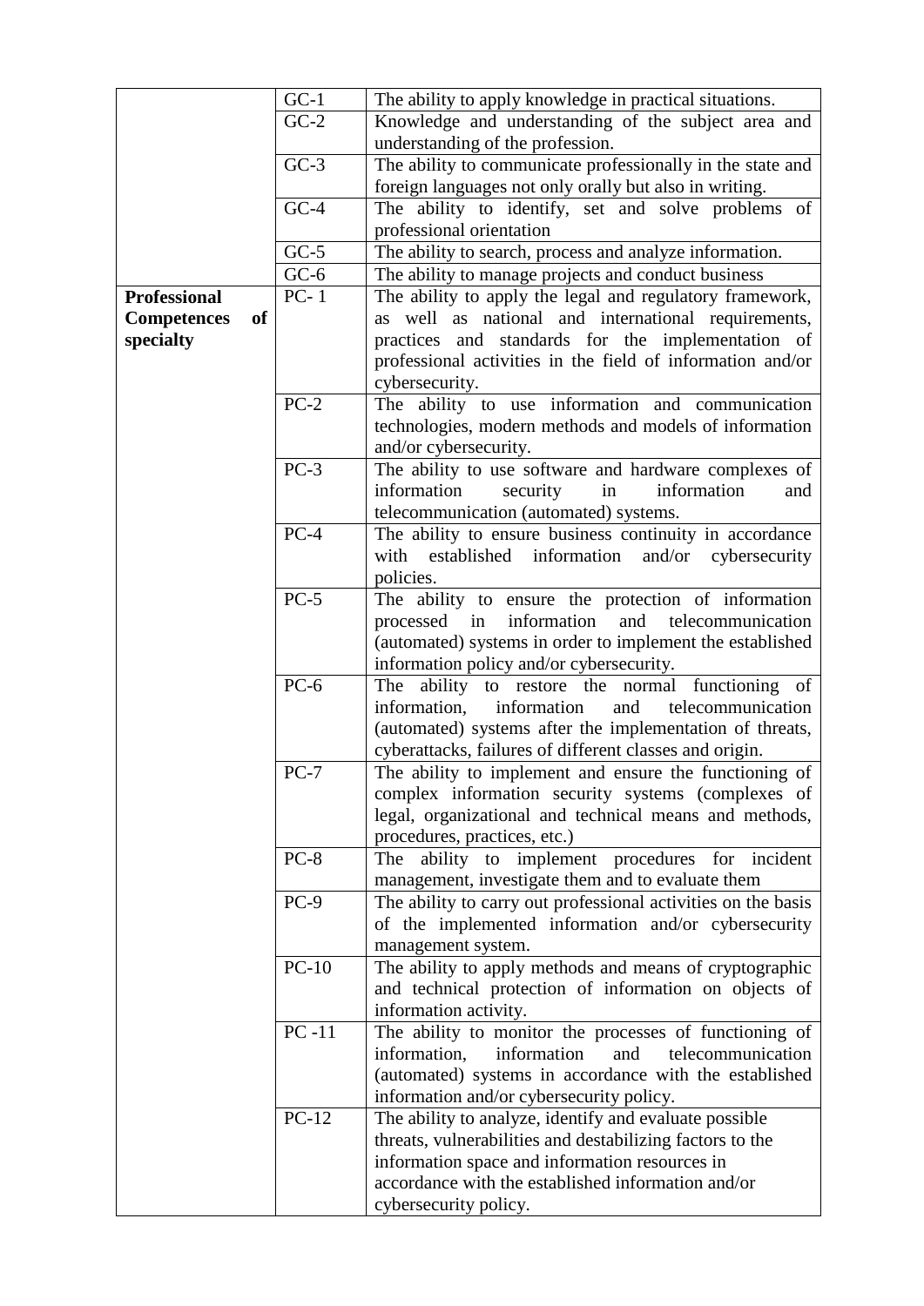| | | |
|---|---|---|
| | GC-1 | The ability to apply knowledge in practical situations. |
| | GC-2 | Knowledge and understanding of the subject area and understanding of the profession. |
| | GC-3 | The ability to communicate professionally in the state and foreign languages not only orally but also in writing. |
| | GC-4 | The ability to identify, set and solve problems of professional orientation |
| | GC-5 | The ability to search, process and analyze information. |
| | GC-6 | The ability to manage projects and conduct business |
| **Professional Competences of specialty** | PC- 1 | The ability to apply the legal and regulatory framework, as well as national and international requirements, practices and standards for the implementation of professional activities in the field of information and/or cybersecurity. |
| | PC-2 | The ability to use information and communication technologies, modern methods and models of information and/or cybersecurity. |
| | PC-3 | The ability to use software and hardware complexes of information security in information and telecommunication (automated) systems. |
| | PC-4 | The ability to ensure business continuity in accordance with established information and/or cybersecurity policies. |
| | PC-5 | The ability to ensure the protection of information processed in information and telecommunication (automated) systems in order to implement the established information policy and/or cybersecurity. |
| | PC-6 | The ability to restore the normal functioning of information, information and telecommunication (automated) systems after the implementation of threats, cyberattacks, failures of different classes and origin. |
| | PC-7 | The ability to implement and ensure the functioning of complex information security systems (complexes of legal, organizational and technical means and methods, procedures, practices, etc.) |
| | PC-8 | The ability to implement procedures for incident management, investigate them and to evaluate them |
| | PC-9 | The ability to carry out professional activities on the basis of the implemented information and/or cybersecurity management system. |
| | PC-10 | The ability to apply methods and means of cryptographic and technical protection of information on objects of information activity. |
| | PC -11 | The ability to monitor the processes of functioning of information, information and telecommunication (automated) systems in accordance with the established information and/or cybersecurity policy. |
| | PC-12 | The ability to analyze, identify and evaluate possible threats, vulnerabilities and destabilizing factors to the information space and information resources in accordance with the established information and/or cybersecurity policy. |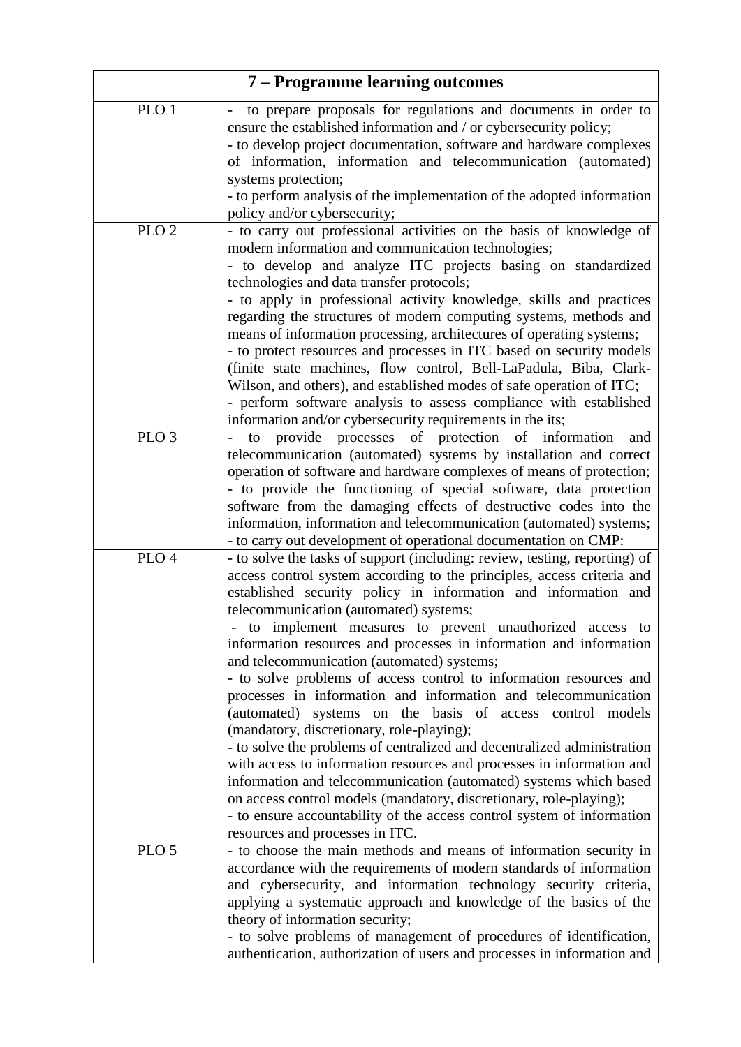| 7 – Programme learning outcomes | |
|---|---|
| PLO 1 | - to prepare proposals for regulations and documents in order to ensure the established information and / or cybersecurity policy;<br>- to develop project documentation, software and hardware complexes of information, information and telecommunication (automated) systems protection;<br>- to perform analysis of the implementation of the adopted information policy and/or cybersecurity; |
| PLO 2 | - to carry out professional activities on the basis of knowledge of modern information and communication technologies;<br>- to develop and analyze ITC projects basing on standardized technologies and data transfer protocols;<br>- to apply in professional activity knowledge, skills and practices regarding the structures of modern computing systems, methods and means of information processing, architectures of operating systems;<br>- to protect resources and processes in ITC based on security models (finite state machines, flow control, Bell-LaPadula, Biba, Clark-Wilson, and others), and established modes of safe operation of ITC;<br>- perform software analysis to assess compliance with established information and/or cybersecurity requirements in the its; |
| PLO 3 | - to provide processes of protection of information and telecommunication (automated) systems by installation and correct operation of software and hardware complexes of means of protection;<br>- to provide the functioning of special software, data protection software from the damaging effects of destructive codes into the information, information and telecommunication (automated) systems;<br>- to carry out development of operational documentation on CMP: |
| PLO 4 | - to solve the tasks of support (including: review, testing, reporting) of access control system according to the principles, access criteria and established security policy in information and information and telecommunication (automated) systems;<br>- to implement measures to prevent unauthorized access to information resources and processes in information and information and telecommunication (automated) systems;<br>- to solve problems of access control to information resources and processes in information and information and telecommunication (automated) systems on the basis of access control models (mandatory, discretionary, role-playing);<br>- to solve the problems of centralized and decentralized administration with access to information resources and processes in information and information and telecommunication (automated) systems which based on access control models (mandatory, discretionary, role-playing);<br>- to ensure accountability of the access control system of information resources and processes in ITC. |
| PLO 5 | - to choose the main methods and means of information security in accordance with the requirements of modern standards of information and cybersecurity, and information technology security criteria, applying a systematic approach and knowledge of the basics of the theory of information security;<br>- to solve problems of management of procedures of identification, authentication, authorization of users and processes in information and |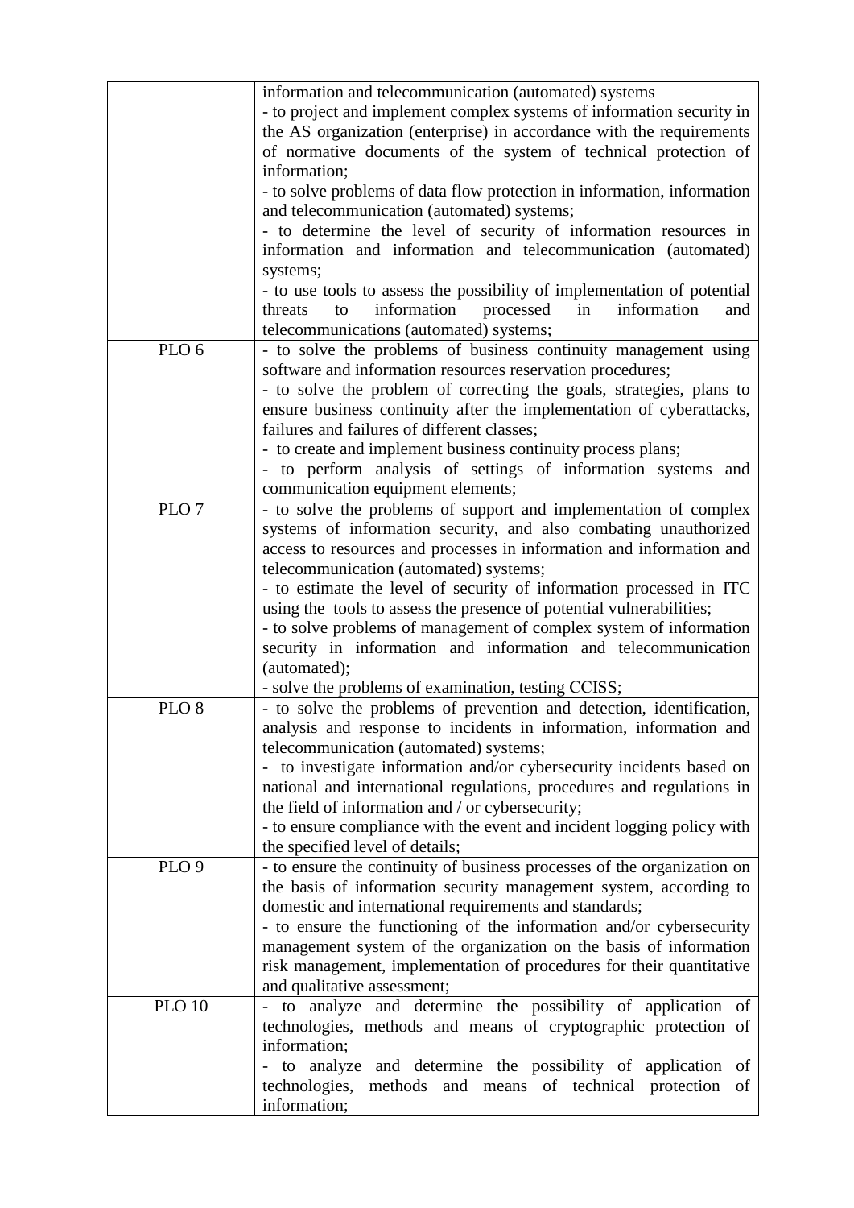| | |
|---|---|
| | information and telecommunication (automated) systems<br>- to project and implement complex systems of information security in the AS organization (enterprise) in accordance with the requirements of normative documents of the system of technical protection of information;<br>- to solve problems of data flow protection in information, information and telecommunication (automated) systems;<br>- to determine the level of security of information resources in information and information and telecommunication (automated) systems;<br>- to use tools to assess the possibility of implementation of potential threats to information processed in information and telecommunications (automated) systems; |
| PLO 6 | - to solve the problems of business continuity management using software and information resources reservation procedures;<br>- to solve the problem of correcting the goals, strategies, plans to ensure business continuity after the implementation of cyberattacks, failures and failures of different classes;<br>- to create and implement business continuity process plans;<br>- to perform analysis of settings of information systems and communication equipment elements; |
| PLO 7 | - to solve the problems of support and implementation of complex systems of information security, and also combating unauthorized access to resources and processes in information and information and telecommunication (automated) systems;<br>- to estimate the level of security of information processed in ITC using the tools to assess the presence of potential vulnerabilities;<br>- to solve problems of management of complex system of information security in information and information and telecommunication (automated);<br>- solve the problems of examination, testing CCISS; |
| PLO 8 | - to solve the problems of prevention and detection, identification, analysis and response to incidents in information, information and telecommunication (automated) systems;<br>- to investigate information and/or cybersecurity incidents based on national and international regulations, procedures and regulations in the field of information and / or cybersecurity;<br>- to ensure compliance with the event and incident logging policy with the specified level of details; |
| PLO 9 | - to ensure the continuity of business processes of the organization on the basis of information security management system, according to domestic and international requirements and standards;<br>- to ensure the functioning of the information and/or cybersecurity management system of the organization on the basis of information risk management, implementation of procedures for their quantitative and qualitative assessment; |
| PLO 10 | - to analyze and determine the possibility of application of technologies, methods and means of cryptographic protection of information;<br>- to analyze and determine the possibility of application of technologies, methods and means of technical protection of information; |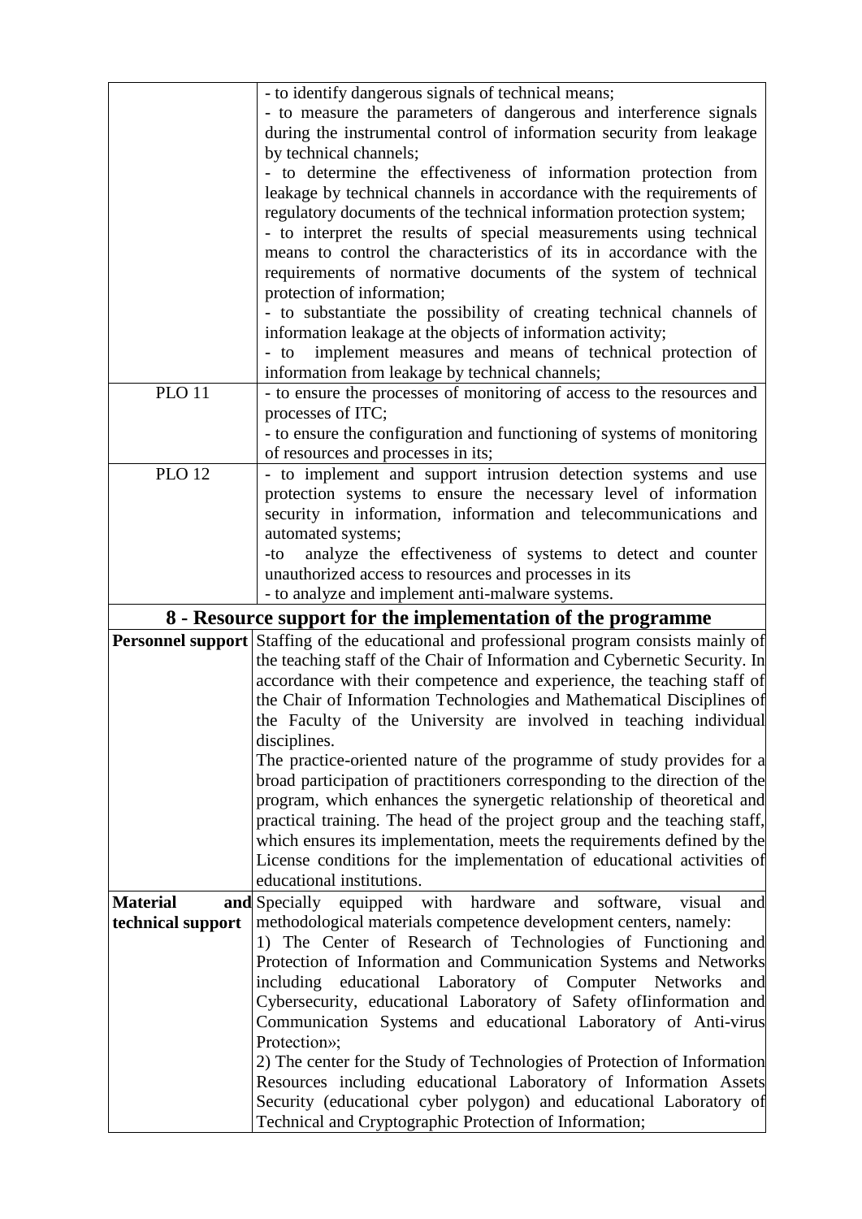| | |
|---|---|
| | - to identify dangerous signals of technical means;<br>- to measure the parameters of dangerous and interference signals during the instrumental control of information security from leakage by technical channels;<br>- to determine the effectiveness of information protection from leakage by technical channels in accordance with the requirements of regulatory documents of the technical information protection system;<br>- to interpret the results of special measurements using technical means to control the characteristics of its in accordance with the requirements of normative documents of the system of technical protection of information;<br>- to substantiate the possibility of creating technical channels of information leakage at the objects of information activity;<br>- to implement measures and means of technical protection of information from leakage by technical channels; |
| PLO 11 | - to ensure the processes of monitoring of access to the resources and processes of ITC;<br>- to ensure the configuration and functioning of systems of monitoring of resources and processes in its; |
| PLO 12 | - to implement and support intrusion detection systems and use protection systems to ensure the necessary level of information security in information, information and telecommunications and automated systems;<br>-to analyze the effectiveness of systems to detect and counter unauthorized access to resources and processes in its<br>- to analyze and implement anti-malware systems. |
| **8 - Resource support for the implementation of the programme** | |
| **Personnel support** | Staffing of the educational and professional program consists mainly of the teaching staff of the Chair of Information and Cybernetic Security. In accordance with their competence and experience, the teaching staff of the Chair of Information Technologies and Mathematical Disciplines of the Faculty of the University are involved in teaching individual disciplines.<br>The practice-oriented nature of the programme of study provides for a broad participation of practitioners corresponding to the direction of the program, which enhances the synergetic relationship of theoretical and practical training. The head of the project group and the teaching staff, which ensures its implementation, meets the requirements defined by the License conditions for the implementation of educational activities of educational institutions. |
| **Material and technical support** | Specially equipped with hardware and software, visual and methodological materials competence development centers, namely:<br>1) The Center of Research of Technologies of Functioning and Protection of Information and Communication Systems and Networks including educational Laboratory of Computer Networks and Cybersecurity, educational Laboratory of Safety ofIinformation and Communication Systems and educational Laboratory of Anti-virus Protection»;<br>2) The center for the Study of Technologies of Protection of Information Resources including educational Laboratory of Information Assets Security (educational cyber polygon) and educational Laboratory of Technical and Cryptographic Protection of Information; |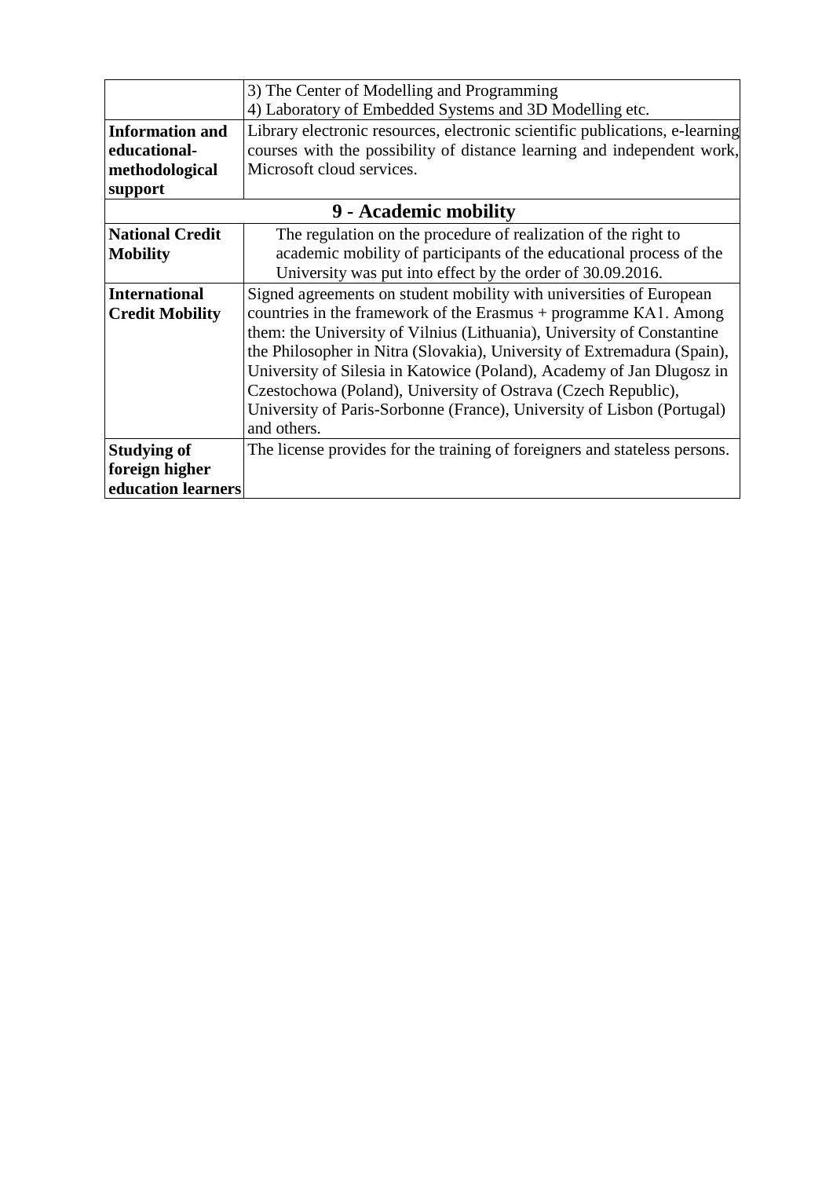| | |
|---|---|
| | 3) The Center of Modelling and Programming<br>4) Laboratory of Embedded Systems and 3D Modelling etc. |
| **Information and educational-methodological support** | Library electronic resources, electronic scientific publications, e-learning courses with the possibility of distance learning and independent work, Microsoft cloud services. |
| **9 - Academic mobility** | |
| **National Credit Mobility** | The regulation on the procedure of realization of the right to academic mobility of participants of the educational process of the University was put into effect by the order of 30.09.2016. |
| **International Credit Mobility** | Signed agreements on student mobility with universities of European countries in the framework of the Erasmus + programme KA1. Among them: the University of Vilnius (Lithuania), University of Constantine the Philosopher in Nitra (Slovakia), University of Extremadura (Spain), University of Silesia in Katowice (Poland), Academy of Jan Dlugosz in Czestochowa (Poland), University of Ostrava (Czech Republic), University of Paris-Sorbonne (France), University of Lisbon (Portugal) and others. |
| **Studying of foreign higher education learners** | The license provides for the training of foreigners and stateless persons. |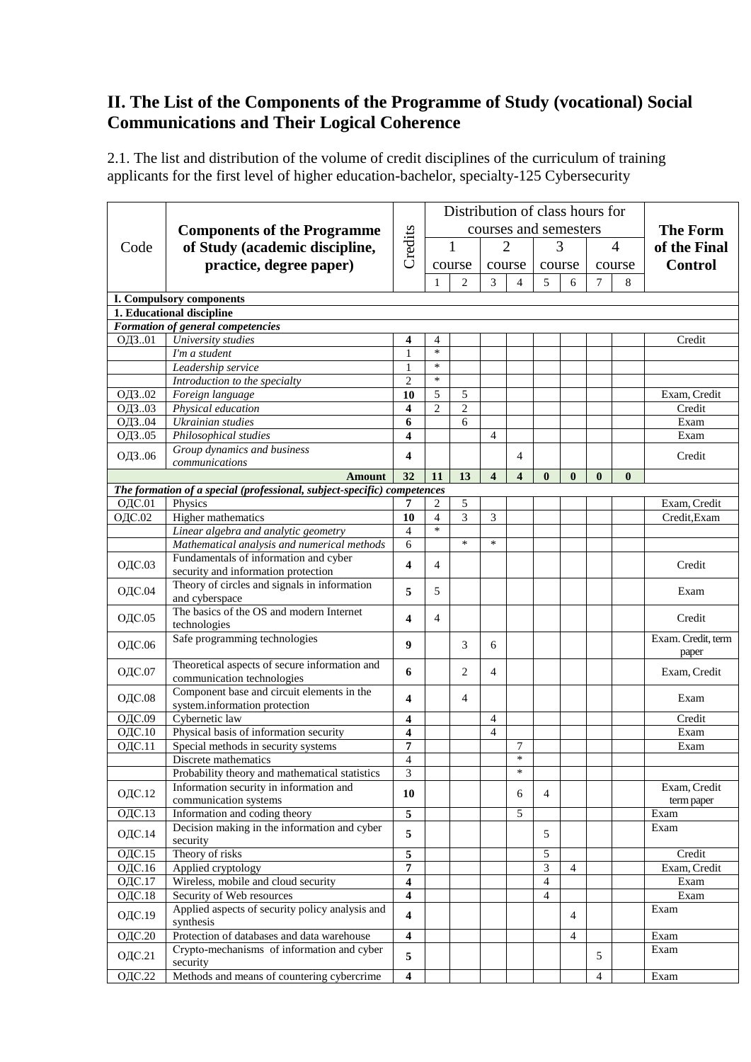## II. The List of the Components of the Programme of Study (vocational) Social Communications and Their Logical Coherence

2.1. The list and distribution of the volume of credit disciplines of the curriculum of training applicants for the first level of higher education-bachelor, specialty-125 Cybersecurity

| Code | Components of the Programme of Study (academic discipline, practice, degree paper) | Credits | Distribution of class hours for courses and semesters | | | | | | | | The Form of the Final Control |
|---|---|---|---|---|---|---|---|---|---|---|---|
| | | | 1 course | | 2 course | | 3 course | | 4 course | | |
| | | | 1 | 2 | 3 | 4 | 5 | 6 | 7 | 8 | |
| **I. Compulsory components** | | | | | | | | | | | |
| **1. Educational discipline** | | | | | | | | | | | |
| ***Formation of general competencies*** | | | | | | | | | | | |
| ОДЗ..01 | *University studies* | **4** | 4 | | | | | | | | Credit |
| | *I'm a student* | 1 | * | | | | | | | | |
| | *Leadership service* | 1 | * | | | | | | | | |
| | *Introduction to the specialty* | 2 | * | | | | | | | | |
| ОДЗ..02 | *Foreign language* | **10** | 5 | 5 | | | | | | | Exam, Credit |
| ОДЗ..03 | *Physical education* | **4** | 2 | 2 | | | | | | | Credit |
| ОДЗ..04 | *Ukrainian studies* | **6** | | 6 | | | | | | | Exam |
| ОДЗ..05 | *Philosophical studies* | **4** | | | 4 | | | | | | Exam |
| ОДЗ..06 | *Group dynamics and business communications* | **4** | | | | 4 | | | | | Credit |
| | **Amount** | **32** | **11** | **13** | **4** | **4** | **0** | **0** | **0** | **0** | |
| ***The formation of a special (professional, subject-specific) competences*** | | | | | | | | | | | |
| ОДС.01 | Physics | **7** | 2 | 5 | | | | | | | Exam, Credit |
| ОДС.02 | Higher mathematics | **10** | 4 | 3 | 3 | | | | | | Credit,Exam |
| | *Linear algebra and analytic geometry* | 4 | * | | | | | | | | |
| | *Mathematical analysis and numerical methods* | 6 | | * | * | | | | | | |
| ОДС.03 | Fundamentals of information and cyber security and information protection | **4** | 4 | | | | | | | | Credit |
| ОДС.04 | Theory of circles and signals in information and cyberspace | **5** | 5 | | | | | | | | Exam |
| ОДС.05 | The basics of the OS and modern Internet technologies | **4** | 4 | | | | | | | | Credit |
| ОДС.06 | Safe programming technologies | **9** | | 3 | 6 | | | | | | Exam. Credit, term paper |
| ОДС.07 | Theoretical aspects of secure information and communication technologies | **6** | | 2 | 4 | | | | | | Exam, Credit |
| ОДС.08 | Component base and circuit elements in the system.information protection | **4** | | 4 | | | | | | | Exam |
| ОДС.09 | Cybernetic law | **4** | | | 4 | | | | | | Credit |
| ОДС.10 | Physical basis of information security | **4** | | | 4 | | | | | | Exam |
| ОДС.11 | Special methods in security systems | **7** | | | | 7 | | | | | Exam |
| | Discrete mathematics | 4 | | | | * | | | | | |
| | Probability theory and mathematical statistics | 3 | | | | * | | | | | |
| ОДС.12 | Information security in information and communication systems | **10** | | | | 6 | 4 | | | | Exam, Credit term paper |
| ОДС.13 | Information and coding theory | **5** | | | | 5 | | | | | Exam |
| ОДС.14 | Decision making in the information and cyber security | **5** | | | | | 5 | | | | Exam |
| ОДС.15 | Theory of risks | **5** | | | | | 5 | | | | Credit |
| ОДС.16 | Applied cryptology | **7** | | | | | 3 | 4 | | | Exam, Credit |
| ОДС.17 | Wireless, mobile and cloud security | **4** | | | | | 4 | | | | Exam |
| ОДС.18 | Security of Web resources | **4** | | | | | 4 | | | | Exam |
| ОДС.19 | Applied aspects of security policy analysis and synthesis | **4** | | | | | | 4 | | | Exam |
| ОДС.20 | Protection of databases and data warehouse | **4** | | | | | | 4 | | | Exam |
| ОДС.21 | Crypto-mechanisms of information and cyber security | **5** | | | | | | | 5 | | Exam |
| ОДС.22 | Methods and means of countering cybercrime | **4** | | | | | | | 4 | | Exam |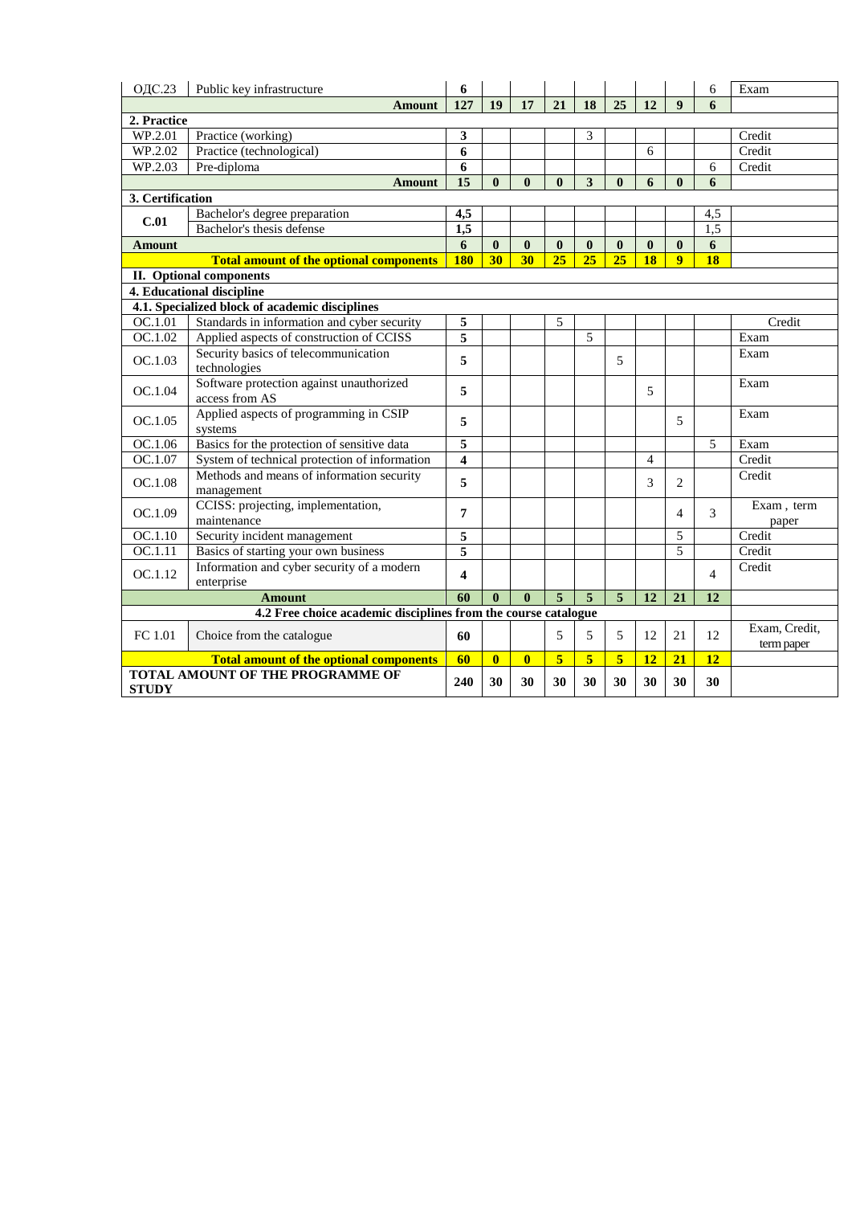| | | | | | | | | | | | |
|---|---|---|---|---|---|---|---|---|---|---|---|
| ОДС.23 | Public key infrastructure | **6** | | | | | | | | 6 | Exam |
| | **Amount** | **127** | **19** | **17** | **21** | **18** | **25** | **12** | **9** | **6** | |
| **2. Practice** | | | | | | | | | | | |
| WP.2.01 | Practice (working) | **3** | | | | 3 | | | | | Credit |
| WP.2.02 | Practice (technological) | **6** | | | | | | 6 | | | Credit |
| WP.2.03 | Pre-diploma | **6** | | | | | | | | 6 | Credit |
| | **Amount** | **15** | **0** | **0** | **0** | **3** | **0** | **6** | **0** | **6** | |
| **3. Certification** | | | | | | | | | | | |
| **C.01** | Bachelor's degree preparation | **4,5** | | | | | | | | 4,5 | |
| | Bachelor's thesis defense | **1,5** | | | | | | | | 1,5 | |
| **Amount** | | **6** | **0** | **0** | **0** | **0** | **0** | **0** | **0** | **6** | |
| | **Total amount of the optional components** | **180** | **30** | **30** | **25** | **25** | **25** | **18** | **9** | **18** | |
| **II. Optional components** | | | | | | | | | | | |
| **4. Educational discipline** | | | | | | | | | | | |
| **4.1. Specialized block of academic disciplines** | | | | | | | | | | | |
| OC.1.01 | Standards in information and cyber security | **5** | | | 5 | | | | | | Credit |
| OC.1.02 | Applied aspects of construction of CCISS | **5** | | | | 5 | | | | | Exam |
| OC.1.03 | Security basics of telecommunication technologies | **5** | | | | | 5 | | | | Exam |
| OC.1.04 | Software protection against unauthorized access from AS | **5** | | | | | | 5 | | | Exam |
| OC.1.05 | Applied aspects of programming in CSIP systems | **5** | | | | | | | 5 | | Exam |
| OC.1.06 | Basics for the protection of sensitive data | **5** | | | | | | | | 5 | Exam |
| OC.1.07 | System of technical protection of information | **4** | | | | | | 4 | | | Credit |
| OC.1.08 | Methods and means of information security management | **5** | | | | | | 3 | 2 | | Credit |
| OC.1.09 | CCISS: projecting, implementation, maintenance | **7** | | | | | | | 4 | 3 | Exam , term paper |
| OC.1.10 | Security incident management | **5** | | | | | | | 5 | | Credit |
| OC.1.11 | Basics of starting your own business | **5** | | | | | | | 5 | | Credit |
| OC.1.12 | Information and cyber security of a modern enterprise | **4** | | | | | | | | 4 | Credit |
| | **Amount** | **60** | **0** | **0** | **5** | **5** | **5** | **12** | **21** | **12** | |
| **4.2 Free choice academic disciplines from the course catalogue** | | | | | | | | | | | |
| FC 1.01 | Choice from the catalogue | **60** | | | 5 | 5 | 5 | 12 | 21 | 12 | Exam, Credit, term paper |
| | **Total amount of the optional components** | **60** | **0** | **0** | **5** | **5** | **5** | **12** | **21** | **12** | |
| **TOTAL AMOUNT OF THE PROGRAMME OF STUDY** | | **240** | **30** | **30** | **30** | **30** | **30** | **30** | **30** | **30** | |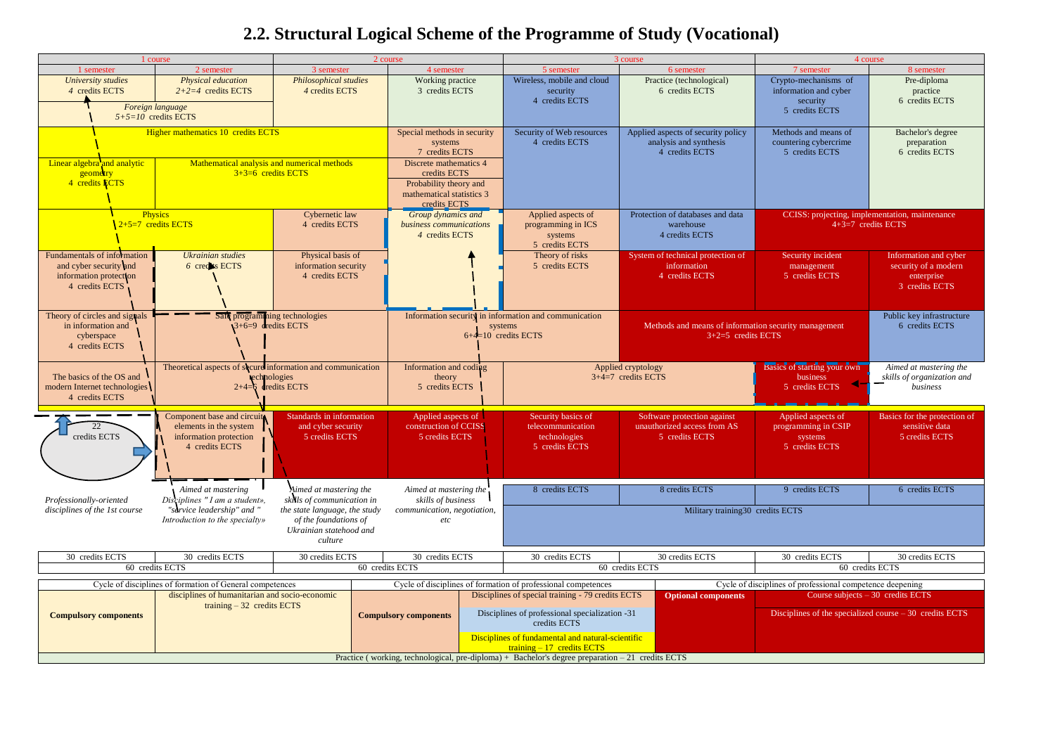# 2.2. Structural Logical Scheme of the Programme of Study (Vocational)

| 1 course | | 2 course | | 3 course | | 4 course | |
|---|---|---|---|---|---|---|---|
| 1 semester | 2 semester | 3 semester | 4 semester | 5 semester | 6 semester | 7 semester | 8 semester |
| *University studies* *4* credits ECTS | *Physical education* *2+2=4* credits ECTS | *Philosophical studies* 4 credits ECTS | Working practice 3 credits ECTS | Wireless, mobile and cloud security 4 credits ECTS | Practice (technological) 6 credits ECTS | Crypto-mechanisms of information and cyber security 5 credits ECTS | Pre-diploma practice 6 credits ECTS |
| *Foreign language* *5+5=10* credits ECTS | | | | | | | |
| Higher mathematics 10 credits ECTS | | | Special methods in security systems 7 credits ECTS | Security of Web resources 4 credits ECTS | Applied aspects of security policy analysis and synthesis 4 credits ECTS | Methods and means of countering cybercrime 5 credits ECTS | Bachelor's degree preparation 6 credits ECTS |
| Linear algebra and analytic geometry 4 credits ECTS | Mathematical analysis and numerical methods 3+3=6 credits ECTS | | Discrete mathematics 4 credits ECTS | | | | |
| | | | Probability theory and mathematical statistics 3 credits ECTS | | | | |
| Physics 2+5=7 credits ECTS | | Cybernetic law 4 credits ECTS | *Group dynamics and business communications* *4* credits ECTS | Applied aspects of programming in ICS systems 5 credits ECTS | Protection of databases and data warehouse 4 credits ECTS | CCISS: projecting, implementation, maintenance 4+3=7 credits ECTS | |
| Fundamentals of information and cyber security and information protection 4 credits ECTS | *Ukrainian studies* *6* credits ECTS | Physical basis of information security 4 credits ECTS | | Theory of risks 5 credits ECTS | System of technical protection of information 4 credits ECTS | Security incident management 5 credits ECTS | Information and cyber security of a modern enterprise 3 credits ECTS |
| Theory of circles and signals in information and cyberspace 4 credits ECTS | Safe programming technologies 3+6=9 credits ECTS | | Information security in information and communication systems 6+4=10 credits ECTS | | Methods and means of information security management 3+2=5 credits ECTS | | Public key infrastructure 6 credits ECTS |
| The basics of the OS and modern Internet technologies 4 credits ECTS | Theoretical aspects of secure information and communication technologies 2+4=6 credits ECTS | | Information and coding theory 5 credits ECTS | Applied cryptology 3+4=7 credits ECTS | | Basics of starting your own business 5 credits ECTS | *Aimed at mastering the skills of organization and business* |
| 22 credits ECTS | Component base and circuit elements in the system information protection 4 credits ECTS | Standards in information and cyber security 5 credits ECTS | Applied aspects of construction of CCISS 5 credits ECTS | Security basics of telecommunication technologies 5 credits ECTS | Software protection against unauthorized access from AS 5 credits ECTS | Applied aspects of programming in CSIP systems 5 credits ECTS | Basics for the protection of sensitive data 5 credits ECTS |
| *Professionally-oriented disciplines of the 1st course* | *Aimed at mastering Disciplines " I am a student», "service leadership" and " Introduction to the specialty»* | *Aimed at mastering the skills of communication in the state language, the study of the foundations of Ukrainian statehood and culture* | *Aimed at mastering the skills of business communication, negotiation, etc* | 8 credits ECTS | 8 credits ECTS | 9 credits ECTS | 6 credits ECTS |
| | | | | Military training30 credits ECTS | | | |
| 30 credits ECTS | 30 credits ECTS | 30 credits ECTS | 30 credits ECTS | 30 credits ECTS | 30 credits ECTS | 30 credits ECTS | 30 credits ECTS |
| 60 credits ECTS | | 60 credits ECTS | | 60 credits ECTS | | 60 credits ECTS | |

| Cycle of disciplines of formation of General competences | | Cycle of disciplines of formation of professional competences | | Cycle of disciplines of professional competence deepening | |
|---|---|---|---|---|---|
| **Compulsory components** | disciplines of humanitarian and socio-economic training – 32 credits ECTS | **Compulsory components** | Disciplines of special training - 79 credits ECTS | **Optional components** | Course subjects – 30 credits ECTS |
| | | | Disciplines of professional specialization -31 credits ECTS | | Disciplines of the specialized course – 30 credits ECTS |
| | | | Disciplines of fundamental and natural-scientific training – 17 credits ECTS | | |
| Practice ( working, technological, pre-diploma) + Bachelor's degree preparation – 21 credits ECTS | | | | | |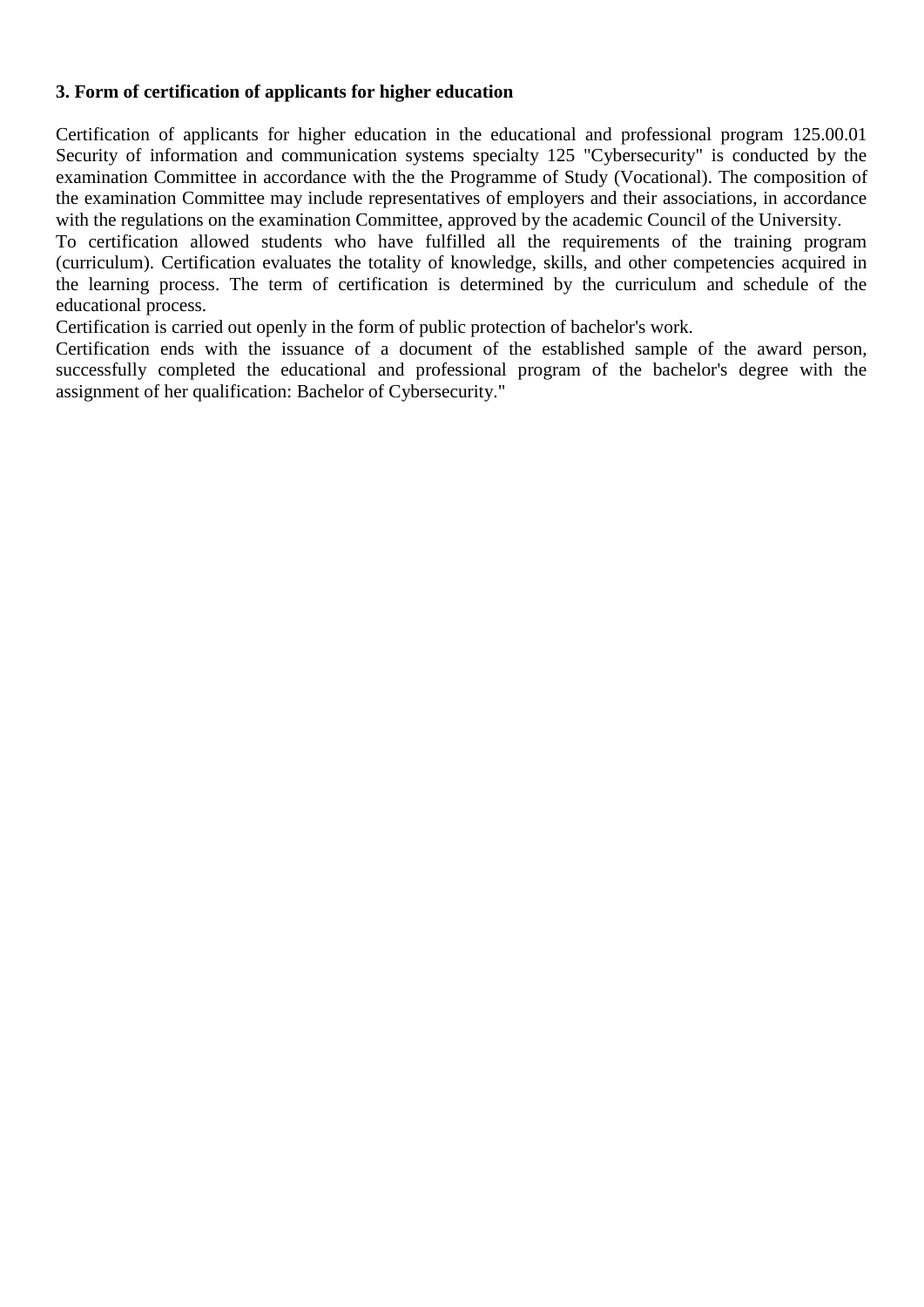**3. Form of certification of applicants for higher education**

Certification of applicants for higher education in the educational and professional program 125.00.01 Security of information and communication systems specialty 125 "Cybersecurity" is conducted by the examination Committee in accordance with the the Programme of Study (Vocational). The composition of the examination Committee may include representatives of employers and their associations, in accordance with the regulations on the examination Committee, approved by the academic Council of the University.

To certification allowed students who have fulfilled all the requirements of the training program (curriculum). Certification evaluates the totality of knowledge, skills, and other competencies acquired in the learning process. The term of certification is determined by the curriculum and schedule of the educational process.

Certification is carried out openly in the form of public protection of bachelor's work.

Certification ends with the issuance of a document of the established sample of the award person, successfully completed the educational and professional program of the bachelor's degree with the assignment of her qualification: Bachelor of Cybersecurity."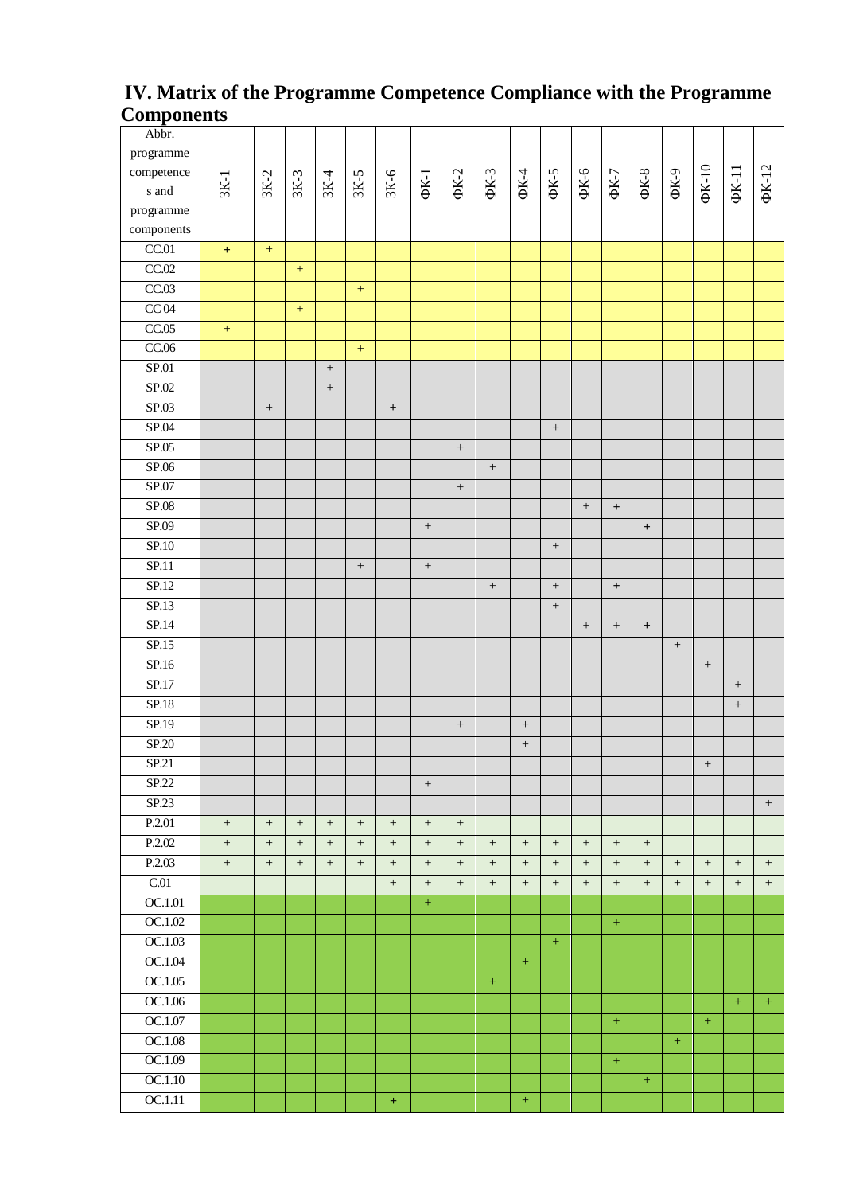## IV. Matrix of the Programme Competence Compliance with the Programme Components

| Abbr. programme competences and programme components | ЗК-1 | ЗК-2 | ЗК-3 | ЗК-4 | ЗК-5 | ЗК-6 | ФК-1 | ФК-2 | ФК-3 | ФК-4 | ФК-5 | ФК-6 | ФК-7 | ФК-8 | ФК-9 | ФК-10 | ФК-11 | ФК-12 |
|---|---|---|---|---|---|---|---|---|---|---|---|---|---|---|---|---|---|---|
| CC.01 | + | + | | | | | | | | | | | | | | | | |
| CC.02 | | | + | | | | | | | | | | | | | | | |
| CC.03 | | | | | + | | | | | | | | | | | | | |
| CC 04 | | | + | | | | | | | | | | | | | | | |
| CC.05 | + | | | | | | | | | | | | | | | | | |
| CC.06 | | | | | + | | | | | | | | | | | | | |
| SP.01 | | | | + | | | | | | | | | | | | | | |
| SP.02 | | | | + | | | | | | | | | | | | | | |
| SP.03 | | + | | | | + | | | | | | | | | | | | |
| SP.04 | | | | | | | | | | | + | | | | | | | |
| SP.05 | | | | | | | | + | | | | | | | | | | |
| SP.06 | | | | | | | | | + | | | | | | | | | |
| SP.07 | | | | | | | | + | | | | | | | | | | |
| SP.08 | | | | | | | | | | | | + | + | | | | | |
| SP.09 | | | | | | | + | | | | | | | + | | | | |
| SP.10 | | | | | | | | | | | + | | | | | | | |
| SP.11 | | | | | + | | + | | | | | | | | | | | |
| SP.12 | | | | | | | | | + | | + | | + | | | | | |
| SP.13 | | | | | | | | | | | + | | | | | | | |
| SP.14 | | | | | | | | | | | | + | + | + | | | | |
| SP.15 | | | | | | | | | | | | | | | + | | | |
| SP.16 | | | | | | | | | | | | | | | | + | | |
| SP.17 | | | | | | | | | | | | | | | | | + | |
| SP.18 | | | | | | | | | | | | | | | | | + | |
| SP.19 | | | | | | | | + | | + | | | | | | | | |
| SP.20 | | | | | | | | | | + | | | | | | | | |
| SP.21 | | | | | | | | | | | | | | | | + | | |
| SP.22 | | | | | | | + | | | | | | | | | | | |
| SP.23 | | | | | | | | | | | | | | | | | | + |
| P.2.01 | + | + | + | + | + | + | + | + | | | | | | | | | | |
| P.2.02 | + | + | + | + | + | + | + | + | + | + | + | + | + | + | | | | |
| P.2.03 | + | + | + | + | + | + | + | + | + | + | + | + | + | + | + | + | + | + |
| C.01 | | | | | | + | + | + | + | + | + | + | + | + | + | + | + | + |
| OC.1.01 | | | | | | | + | | | | | | | | | | | |
| OC.1.02 | | | | | | | | | | | | | + | | | | | |
| OC.1.03 | | | | | | | | | | | + | | | | | | | |
| OC.1.04 | | | | | | | | | | + | | | | | | | | |
| OC.1.05 | | | | | | | | | + | | | | | | | | | |
| OC.1.06 | | | | | | | | | | | | | | | | | + | + |
| OC.1.07 | | | | | | | | | | | | | + | | | + | | |
| OC.1.08 | | | | | | | | | | | | | | | + | | | |
| OC.1.09 | | | | | | | | | | | | | + | | | | | |
| OC.1.10 | | | | | | | | | | | | | | + | | | | |
| OC.1.11 | | | | | | + | | | | + | | | | | | | | |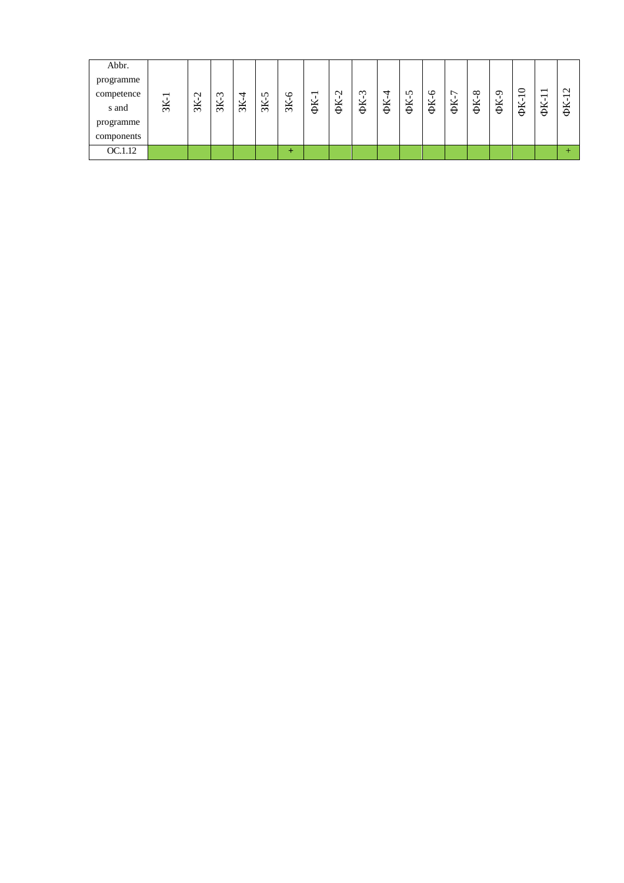| Abbr. programme competences and programme components | ЗК-1 | ЗК-2 | ЗК-3 | ЗК-4 | ЗК-5 | ЗК-6 | ФК-1 | ФК-2 | ФК-3 | ФК-4 | ФК-5 | ФК-6 | ФК-7 | ФК-8 | ФК-9 | ФК-10 | ФК-11 | ФК-12 |
|---|---|---|---|---|---|---|---|---|---|---|---|---|---|---|---|---|---|---|
| ОС.1.12 | | | | | | + | | | | | | | | | | | | + |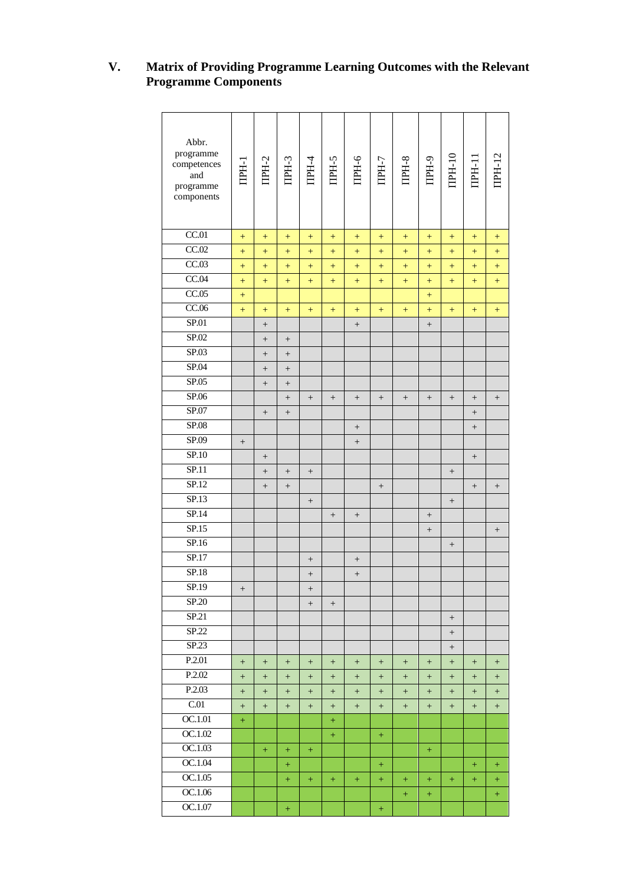## V. Matrix of Providing Programme Learning Outcomes with the Relevant Programme Components

| Abbr. programme competences and programme components | ПРН-1 | ПРН-2 | ПРН-3 | ПРН-4 | ПРН-5 | ПРН-6 | ПРН-7 | ПРН-8 | ПРН-9 | ПРН-10 | ПРН-11 | ПРН-12 |
|---|---|---|---|---|---|---|---|---|---|---|---|---|
| CC.01 | + | + | + | + | + | + | + | + | + | + | + | + |
| CC.02 | + | + | + | + | + | + | + | + | + | + | + | + |
| CC.03 | + | + | + | + | + | + | + | + | + | + | + | + |
| CC.04 | + | + | + | + | + | + | + | + | + | + | + | + |
| CC.05 | + | | | | | | | | + | | | |
| CC.06 | + | + | + | + | + | + | + | + | + | + | + | + |
| SP.01 | | + | | | | + | | | + | | | |
| SP.02 | | + | + | | | | | | | | | |
| SP.03 | | + | + | | | | | | | | | |
| SP.04 | | + | + | | | | | | | | | |
| SP.05 | | + | + | | | | | | | | | |
| SP.06 | | | + | + | + | + | + | + | + | + | + | + |
| SP.07 | | + | + | | | | | | | | + | |
| SP.08 | | | | | | + | | | | | + | |
| SP.09 | + | | | | | + | | | | | | |
| SP.10 | | + | | | | | | | | | + | |
| SP.11 | | + | + | + | | | | | | + | | |
| SP.12 | | + | + | | | | + | | | | + | + |
| SP.13 | | | | + | | | | | | + | | |
| SP.14 | | | | | + | + | | | + | | | |
| SP.15 | | | | | | | | | + | | | + |
| SP.16 | | | | | | | | | | + | | |
| SP.17 | | | | + | | + | | | | | | |
| SP.18 | | | | + | | + | | | | | | |
| SP.19 | + | | | + | | | | | | | | |
| SP.20 | | | | + | + | | | | | | | |
| SP.21 | | | | | | | | | | + | | |
| SP.22 | | | | | | | | | | + | | |
| SP.23 | | | | | | | | | | + | | |
| P.2.01 | + | + | + | + | + | + | + | + | + | + | + | + |
| P.2.02 | + | + | + | + | + | + | + | + | + | + | + | + |
| P.2.03 | + | + | + | + | + | + | + | + | + | + | + | + |
| C.01 | + | + | + | + | + | + | + | + | + | + | + | + |
| OC.1.01 | + | | | | + | | | | | | | |
| OC.1.02 | | | | | + | | + | | | | | |
| OC.1.03 | | + | + | + | | | | | + | | | |
| OC.1.04 | | | + | | | | + | | | | + | + |
| OC.1.05 | | | + | + | + | + | + | + | + | + | + | + |
| OC.1.06 | | | | | | | | + | + | | | + |
| OC.1.07 | | | + | | | | + | | | | | |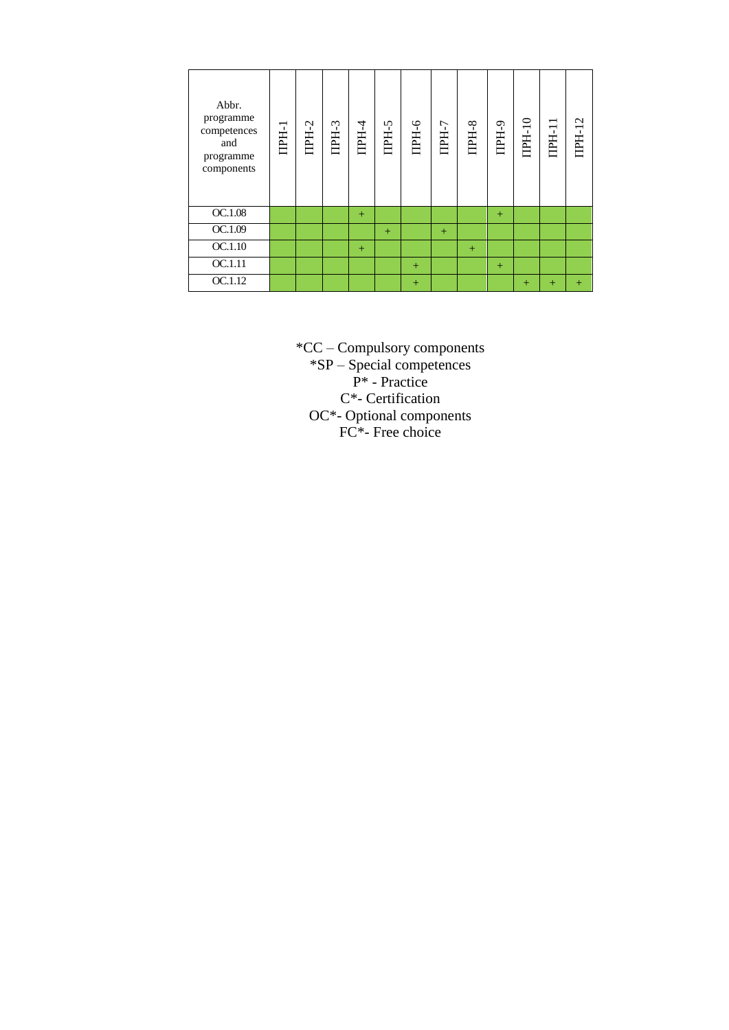| Abbr. programme competences and programme components | ПРН-1 | ПРН-2 | ПРН-3 | ПРН-4 | ПРН-5 | ПРН-6 | ПРН-7 | ПРН-8 | ПРН-9 | ПРН-10 | ПРН-11 | ПРН-12 |
|---|---|---|---|---|---|---|---|---|---|---|---|---|
| OC.1.08 | | | | + | | | | | + | | | |
| OC.1.09 | | | | | + | | + | | | | | |
| OC.1.10 | | | | + | | | | + | | | | |
| OC.1.11 | | | | | | + | | | + | | | |
| OC.1.12 | | | | | | + | | | | + | + | + |

*CC – Compulsory components
*SP – Special competences
P* - Practice
C*- Certification
OC*- Optional components
FC*- Free choice